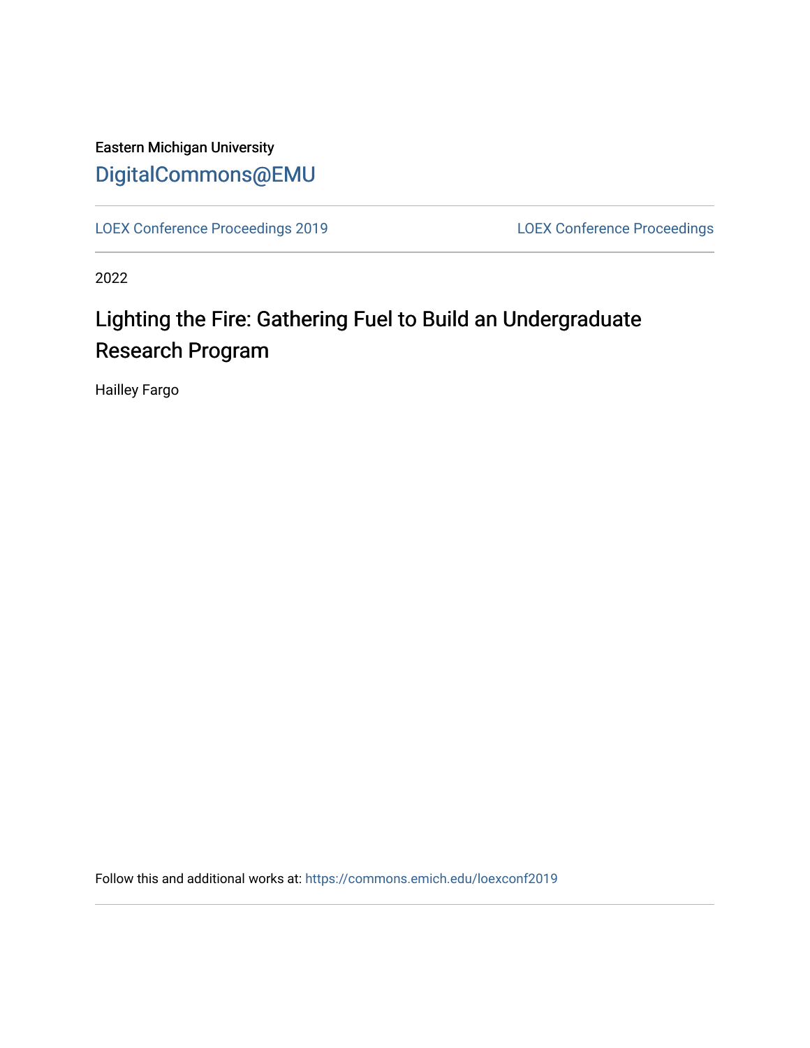Eastern Michigan University

DigitalCommons@EMU

LOEX Conference Proceedings 2019

LOEX Conference Proceedings

2022

# Lighting the Fire: Gathering Fuel to Build an Undergraduate Research Program

Hailley Fargo

Follow this and additional works at: https://commons.emich.edu/loexconf2019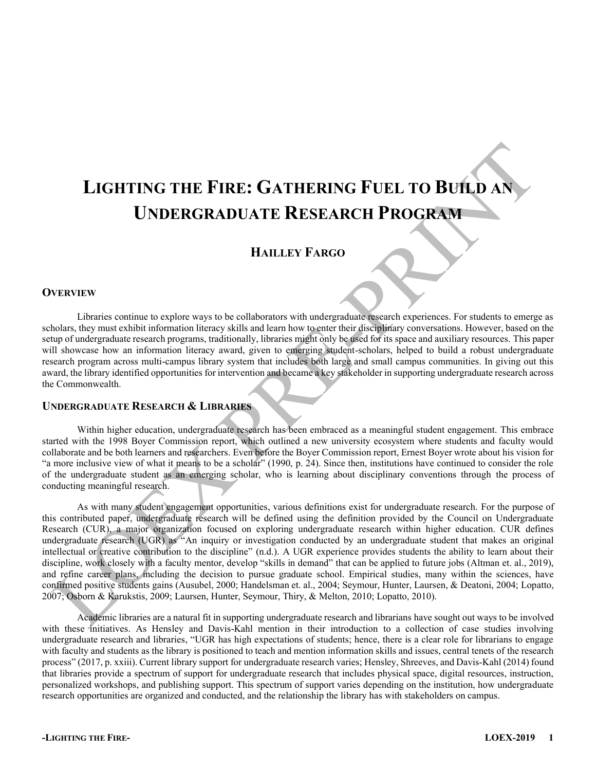# LIGHTING THE FIRE: GATHERING FUEL TO BUILD AN UNDERGRADUATE RESEARCH PROGRAM

## HAILLEY FARGO

### OVERVIEW

Libraries continue to explore ways to be collaborators with undergraduate research experiences. For students to emerge as scholars, they must exhibit information literacy skills and learn how to enter their disciplinary conversations. However, based on the setup of undergraduate research programs, traditionally, libraries might only be used for its space and auxiliary resources. This paper will showcase how an information literacy award, given to emerging student-scholars, helped to build a robust undergraduate research program across multi-campus library system that includes both large and small campus communities. In giving out this award, the library identified opportunities for intervention and became a key stakeholder in supporting undergraduate research across the Commonwealth.

### UNDERGRADUATE RESEARCH & LIBRARIES

Within higher education, undergraduate research has been embraced as a meaningful student engagement. This embrace started with the 1998 Boyer Commission report, which outlined a new university ecosystem where students and faculty would collaborate and be both learners and researchers. Even before the Boyer Commission report, Ernest Boyer wrote about his vision for "a more inclusive view of what it means to be a scholar" (1990, p. 24). Since then, institutions have continued to consider the role of the undergraduate student as an emerging scholar, who is learning about disciplinary conventions through the process of conducting meaningful research.

As with many student engagement opportunities, various definitions exist for undergraduate research. For the purpose of this contributed paper, undergraduate research will be defined using the definition provided by the Council on Undergraduate Research (CUR), a major organization focused on exploring undergraduate research within higher education. CUR defines undergraduate research (UGR) as "An inquiry or investigation conducted by an undergraduate student that makes an original intellectual or creative contribution to the discipline" (n.d.). A UGR experience provides students the ability to learn about their discipline, work closely with a faculty mentor, develop "skills in demand" that can be applied to future jobs (Altman et. al., 2019), and refine career plans, including the decision to pursue graduate school. Empirical studies, many within the sciences, have confirmed positive students gains (Ausubel, 2000; Handelsman et. al., 2004; Seymour, Hunter, Laursen, & Deatoni, 2004; Lopatto, 2007; Osborn & Karukstis, 2009; Laursen, Hunter, Seymour, Thiry, & Melton, 2010; Lopatto, 2010).

Academic libraries are a natural fit in supporting undergraduate research and librarians have sought out ways to be involved with these initiatives. As Hensley and Davis-Kahl mention in their introduction to a collection of case studies involving undergraduate research and libraries, "UGR has high expectations of students; hence, there is a clear role for librarians to engage with faculty and students as the library is positioned to teach and mention information skills and issues, central tenets of the research process" (2017, p. xxiii). Current library support for undergraduate research varies; Hensley, Shreeves, and Davis-Kahl (2014) found that libraries provide a spectrum of support for undergraduate research that includes physical space, digital resources, instruction, personalized workshops, and publishing support. This spectrum of support varies depending on the institution, how undergraduate research opportunities are organized and conducted, and the relationship the library has with stakeholders on campus.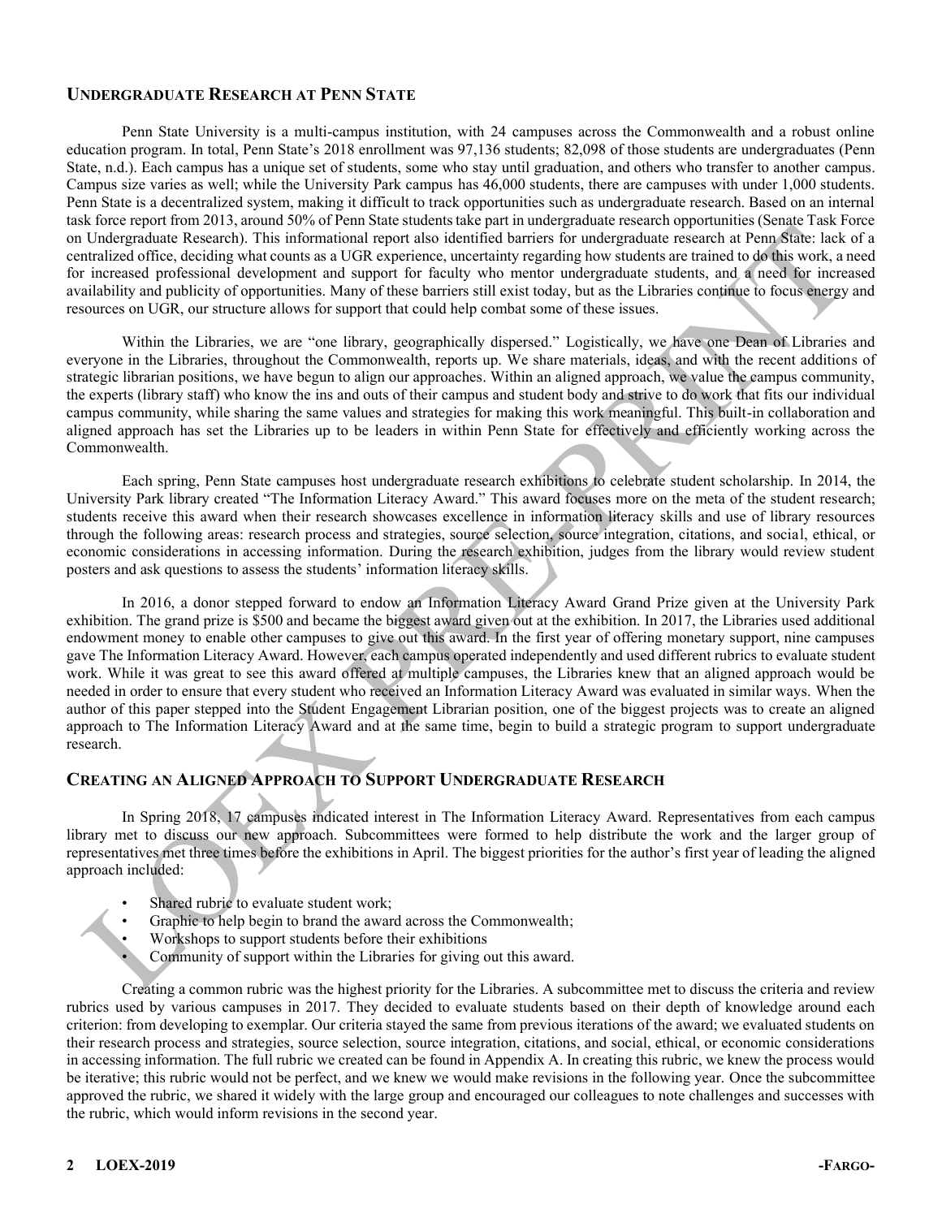## Undergraduate Research at Penn State

Penn State University is a multi-campus institution, with 24 campuses across the Commonwealth and a robust online education program. In total, Penn State's 2018 enrollment was 97,136 students; 82,098 of those students are undergraduates (Penn State, n.d.). Each campus has a unique set of students, some who stay until graduation, and others who transfer to another campus. Campus size varies as well; while the University Park campus has 46,000 students, there are campuses with under 1,000 students. Penn State is a decentralized system, making it difficult to track opportunities such as undergraduate research. Based on an internal task force report from 2013, around 50% of Penn State students take part in undergraduate research opportunities (Senate Task Force on Undergraduate Research). This informational report also identified barriers for undergraduate research at Penn State: lack of a centralized office, deciding what counts as a UGR experience, uncertainty regarding how students are trained to do this work, a need for increased professional development and support for faculty who mentor undergraduate students, and a need for increased availability and publicity of opportunities. Many of these barriers still exist today, but as the Libraries continue to focus energy and resources on UGR, our structure allows for support that could help combat some of these issues.

Within the Libraries, we are "one library, geographically dispersed." Logistically, we have one Dean of Libraries and everyone in the Libraries, throughout the Commonwealth, reports up. We share materials, ideas, and with the recent additions of strategic librarian positions, we have begun to align our approaches. Within an aligned approach, we value the campus community, the experts (library staff) who know the ins and outs of their campus and student body and strive to do work that fits our individual campus community, while sharing the same values and strategies for making this work meaningful. This built-in collaboration and aligned approach has set the Libraries up to be leaders in within Penn State for effectively and efficiently working across the Commonwealth.

Each spring, Penn State campuses host undergraduate research exhibitions to celebrate student scholarship. In 2014, the University Park library created "The Information Literacy Award." This award focuses more on the meta of the student research; students receive this award when their research showcases excellence in information literacy skills and use of library resources through the following areas: research process and strategies, source selection, source integration, citations, and social, ethical, or economic considerations in accessing information. During the research exhibition, judges from the library would review student posters and ask questions to assess the students' information literacy skills.

In 2016, a donor stepped forward to endow an Information Literacy Award Grand Prize given at the University Park exhibition. The grand prize is $500 and became the biggest award given out at the exhibition. In 2017, the Libraries used additional endowment money to enable other campuses to give out this award. In the first year of offering monetary support, nine campuses gave The Information Literacy Award. However, each campus operated independently and used different rubrics to evaluate student work. While it was great to see this award offered at multiple campuses, the Libraries knew that an aligned approach would be needed in order to ensure that every student who received an Information Literacy Award was evaluated in similar ways. When the author of this paper stepped into the Student Engagement Librarian position, one of the biggest projects was to create an aligned approach to The Information Literacy Award and at the same time, begin to build a strategic program to support undergraduate research.

## Creating an Aligned Approach to Support Undergraduate Research

In Spring 2018, 17 campuses indicated interest in The Information Literacy Award. Representatives from each campus library met to discuss our new approach. Subcommittees were formed to help distribute the work and the larger group of representatives met three times before the exhibitions in April. The biggest priorities for the author's first year of leading the aligned approach included:

- Shared rubric to evaluate student work;
- Graphic to help begin to brand the award across the Commonwealth;
- Workshops to support students before their exhibitions
- Community of support within the Libraries for giving out this award.

Creating a common rubric was the highest priority for the Libraries. A subcommittee met to discuss the criteria and review rubrics used by various campuses in 2017. They decided to evaluate students based on their depth of knowledge around each criterion: from developing to exemplar. Our criteria stayed the same from previous iterations of the award; we evaluated students on their research process and strategies, source selection, source integration, citations, and social, ethical, or economic considerations in accessing information. The full rubric we created can be found in Appendix A. In creating this rubric, we knew the process would be iterative; this rubric would not be perfect, and we knew we would make revisions in the following year. Once the subcommittee approved the rubric, we shared it widely with the large group and encouraged our colleagues to note challenges and successes with the rubric, which would inform revisions in the second year.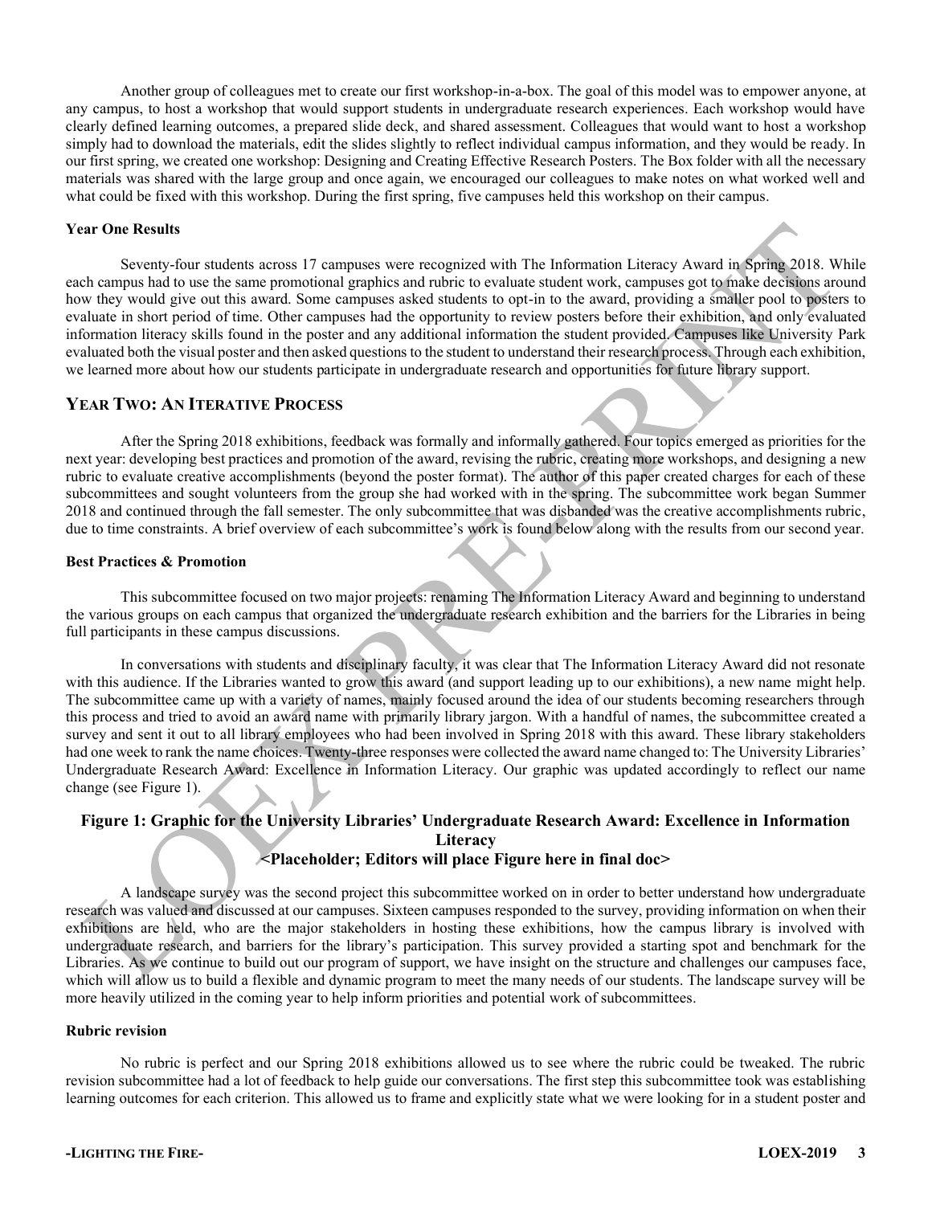Another group of colleagues met to create our first workshop-in-a-box. The goal of this model was to empower anyone, at any campus, to host a workshop that would support students in undergraduate research experiences. Each workshop would have clearly defined learning outcomes, a prepared slide deck, and shared assessment. Colleagues that would want to host a workshop simply had to download the materials, edit the slides slightly to reflect individual campus information, and they would be ready. In our first spring, we created one workshop: Designing and Creating Effective Research Posters. The Box folder with all the necessary materials was shared with the large group and once again, we encouraged our colleagues to make notes on what worked well and what could be fixed with this workshop. During the first spring, five campuses held this workshop on their campus.

#### Year One Results

Seventy-four students across 17 campuses were recognized with The Information Literacy Award in Spring 2018. While each campus had to use the same promotional graphics and rubric to evaluate student work, campuses got to make decisions around how they would give out this award. Some campuses asked students to opt-in to the award, providing a smaller pool to posters to evaluate in short period of time. Other campuses had the opportunity to review posters before their exhibition, and only evaluated information literacy skills found in the poster and any additional information the student provided. Campuses like University Park evaluated both the visual poster and then asked questions to the student to understand their research process. Through each exhibition, we learned more about how our students participate in undergraduate research and opportunities for future library support.

## Year Two: An Iterative Process

After the Spring 2018 exhibitions, feedback was formally and informally gathered. Four topics emerged as priorities for the next year: developing best practices and promotion of the award, revising the rubric, creating more workshops, and designing a new rubric to evaluate creative accomplishments (beyond the poster format). The author of this paper created charges for each of these subcommittees and sought volunteers from the group she had worked with in the spring. The subcommittee work began Summer 2018 and continued through the fall semester. The only subcommittee that was disbanded was the creative accomplishments rubric, due to time constraints. A brief overview of each subcommittee's work is found below along with the results from our second year.

#### Best Practices & Promotion

This subcommittee focused on two major projects: renaming The Information Literacy Award and beginning to understand the various groups on each campus that organized the undergraduate research exhibition and the barriers for the Libraries in being full participants in these campus discussions.

In conversations with students and disciplinary faculty, it was clear that The Information Literacy Award did not resonate with this audience. If the Libraries wanted to grow this award (and support leading up to our exhibitions), a new name might help. The subcommittee came up with a variety of names, mainly focused around the idea of our students becoming researchers through this process and tried to avoid an award name with primarily library jargon. With a handful of names, the subcommittee created a survey and sent it out to all library employees who had been involved in Spring 2018 with this award. These library stakeholders had one week to rank the name choices. Twenty-three responses were collected the award name changed to: The University Libraries' Undergraduate Research Award: Excellence in Information Literacy. Our graphic was updated accordingly to reflect our name change (see Figure 1).

**Figure 1: Graphic for the University Libraries' Undergraduate Research Award: Excellence in Information Literacy**

**<Placeholder; Editors will place Figure here in final doc>**

A landscape survey was the second project this subcommittee worked on in order to better understand how undergraduate research was valued and discussed at our campuses. Sixteen campuses responded to the survey, providing information on when their exhibitions are held, who are the major stakeholders in hosting these exhibitions, how the campus library is involved with undergraduate research, and barriers for the library's participation. This survey provided a starting spot and benchmark for the Libraries. As we continue to build out our program of support, we have insight on the structure and challenges our campuses face, which will allow us to build a flexible and dynamic program to meet the many needs of our students. The landscape survey will be more heavily utilized in the coming year to help inform priorities and potential work of subcommittees.

#### Rubric revision

No rubric is perfect and our Spring 2018 exhibitions allowed us to see where the rubric could be tweaked. The rubric revision subcommittee had a lot of feedback to help guide our conversations. The first step this subcommittee took was establishing learning outcomes for each criterion. This allowed us to frame and explicitly state what we were looking for in a student poster and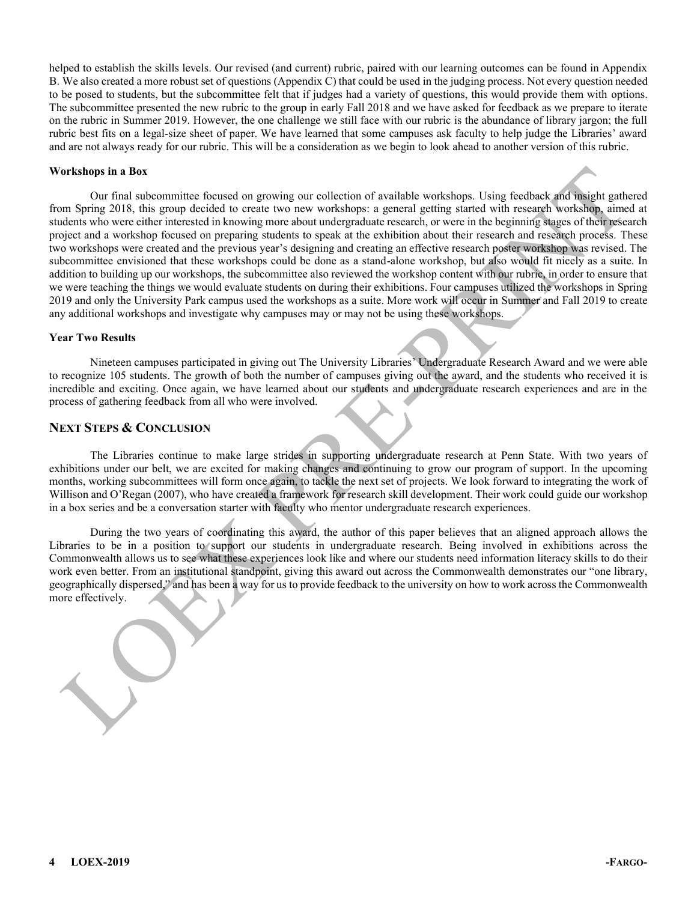helped to establish the skills levels. Our revised (and current) rubric, paired with our learning outcomes can be found in Appendix B. We also created a more robust set of questions (Appendix C) that could be used in the judging process. Not every question needed to be posed to students, but the subcommittee felt that if judges had a variety of questions, this would provide them with options. The subcommittee presented the new rubric to the group in early Fall 2018 and we have asked for feedback as we prepare to iterate on the rubric in Summer 2019. However, the one challenge we still face with our rubric is the abundance of library jargon; the full rubric best fits on a legal-size sheet of paper. We have learned that some campuses ask faculty to help judge the Libraries' award and are not always ready for our rubric. This will be a consideration as we begin to look ahead to another version of this rubric.

**Workshops in a Box**

Our final subcommittee focused on growing our collection of available workshops. Using feedback and insight gathered from Spring 2018, this group decided to create two new workshops: a general getting started with research workshop, aimed at students who were either interested in knowing more about undergraduate research, or were in the beginning stages of their research project and a workshop focused on preparing students to speak at the exhibition about their research and research process. These two workshops were created and the previous year's designing and creating an effective research poster workshop was revised. The subcommittee envisioned that these workshops could be done as a stand-alone workshop, but also would fit nicely as a suite. In addition to building up our workshops, the subcommittee also reviewed the workshop content with our rubric, in order to ensure that we were teaching the things we would evaluate students on during their exhibitions. Four campuses utilized the workshops in Spring 2019 and only the University Park campus used the workshops as a suite. More work will occur in Summer and Fall 2019 to create any additional workshops and investigate why campuses may or may not be using these workshops.

**Year Two Results**

Nineteen campuses participated in giving out The University Libraries' Undergraduate Research Award and we were able to recognize 105 students. The growth of both the number of campuses giving out the award, and the students who received it is incredible and exciting. Once again, we have learned about our students and undergraduate research experiences and are in the process of gathering feedback from all who were involved.

## NEXT STEPS & CONCLUSION

The Libraries continue to make large strides in supporting undergraduate research at Penn State. With two years of exhibitions under our belt, we are excited for making changes and continuing to grow our program of support. In the upcoming months, working subcommittees will form once again, to tackle the next set of projects. We look forward to integrating the work of Willison and O'Regan (2007), who have created a framework for research skill development. Their work could guide our workshop in a box series and be a conversation starter with faculty who mentor undergraduate research experiences.

During the two years of coordinating this award, the author of this paper believes that an aligned approach allows the Libraries to be in a position to support our students in undergraduate research. Being involved in exhibitions across the Commonwealth allows us to see what these experiences look like and where our students need information literacy skills to do their work even better. From an institutional standpoint, giving this award out across the Commonwealth demonstrates our "one library, geographically dispersed," and has been a way for us to provide feedback to the university on how to work across the Commonwealth more effectively.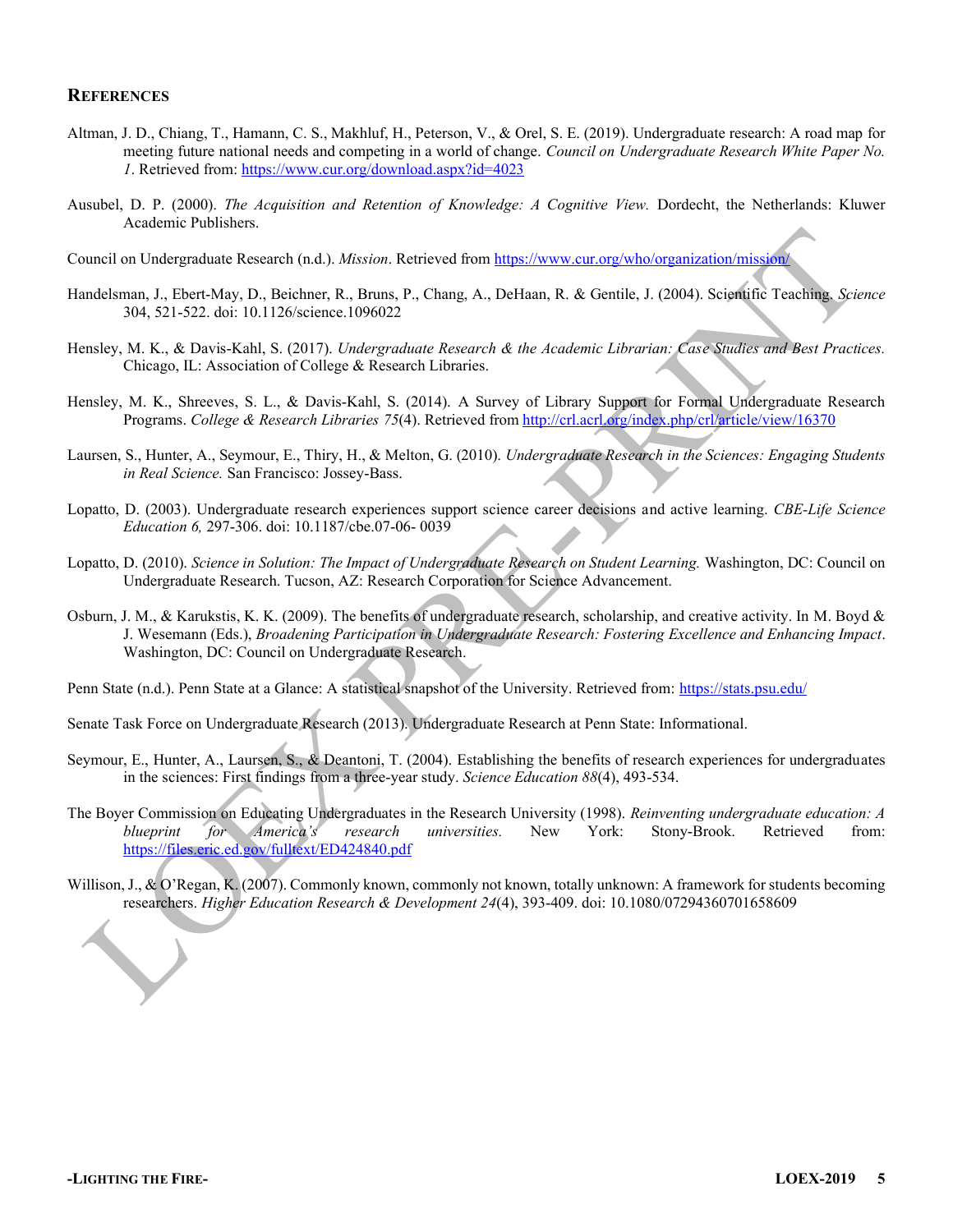## REFERENCES

Altman, J. D., Chiang, T., Hamann, C. S., Makhluf, H., Peterson, V., & Orel, S. E. (2019). Undergraduate research: A road map for meeting future national needs and competing in a world of change. *Council on Undergraduate Research White Paper No. 1*. Retrieved from: https://www.cur.org/download.aspx?id=4023

Ausubel, D. P. (2000). *The Acquisition and Retention of Knowledge: A Cognitive View.* Dordecht, the Netherlands: Kluwer Academic Publishers.

Council on Undergraduate Research (n.d.). *Mission*. Retrieved from https://www.cur.org/who/organization/mission/

Handelsman, J., Ebert-May, D., Beichner, R., Bruns, P., Chang, A., DeHaan, R. & Gentile, J. (2004). Scientific Teaching. *Science* 304, 521-522. doi: 10.1126/science.1096022

Hensley, M. K., & Davis-Kahl, S. (2017). *Undergraduate Research & the Academic Librarian: Case Studies and Best Practices.* Chicago, IL: Association of College & Research Libraries.

Hensley, M. K., Shreeves, S. L., & Davis-Kahl, S. (2014). A Survey of Library Support for Formal Undergraduate Research Programs. *College & Research Libraries 75*(4). Retrieved from http://crl.acrl.org/index.php/crl/article/view/16370

Laursen, S., Hunter, A., Seymour, E., Thiry, H., & Melton, G. (2010). *Undergraduate Research in the Sciences: Engaging Students in Real Science.* San Francisco: Jossey-Bass.

Lopatto, D. (2003). Undergraduate research experiences support science career decisions and active learning. *CBE-Life Science Education 6,* 297-306. doi: 10.1187/cbe.07-06- 0039

Lopatto, D. (2010). *Science in Solution: The Impact of Undergraduate Research on Student Learning.* Washington, DC: Council on Undergraduate Research. Tucson, AZ: Research Corporation for Science Advancement.

Osburn, J. M., & Karukstis, K. K. (2009). The benefits of undergraduate research, scholarship, and creative activity. In M. Boyd & J. Wesemann (Eds.), *Broadening Participation in Undergraduate Research: Fostering Excellence and Enhancing Impact*. Washington, DC: Council on Undergraduate Research.

Penn State (n.d.). Penn State at a Glance: A statistical snapshot of the University. Retrieved from: https://stats.psu.edu/

Senate Task Force on Undergraduate Research (2013). Undergraduate Research at Penn State: Informational.

Seymour, E., Hunter, A., Laursen, S., & Deantoni, T. (2004). Establishing the benefits of research experiences for undergraduates in the sciences: First findings from a three-year study. *Science Education 88*(4), 493-534.

The Boyer Commission on Educating Undergraduates in the Research University (1998). *Reinventing undergraduate education: A blueprint for America's research universities.* New York: Stony-Brook. Retrieved from: https://files.eric.ed.gov/fulltext/ED424840.pdf

Willison, J., & O'Regan, K. (2007). Commonly known, commonly not known, totally unknown: A framework for students becoming researchers. *Higher Education Research & Development 24*(4), 393-409. doi: 10.1080/07294360701658609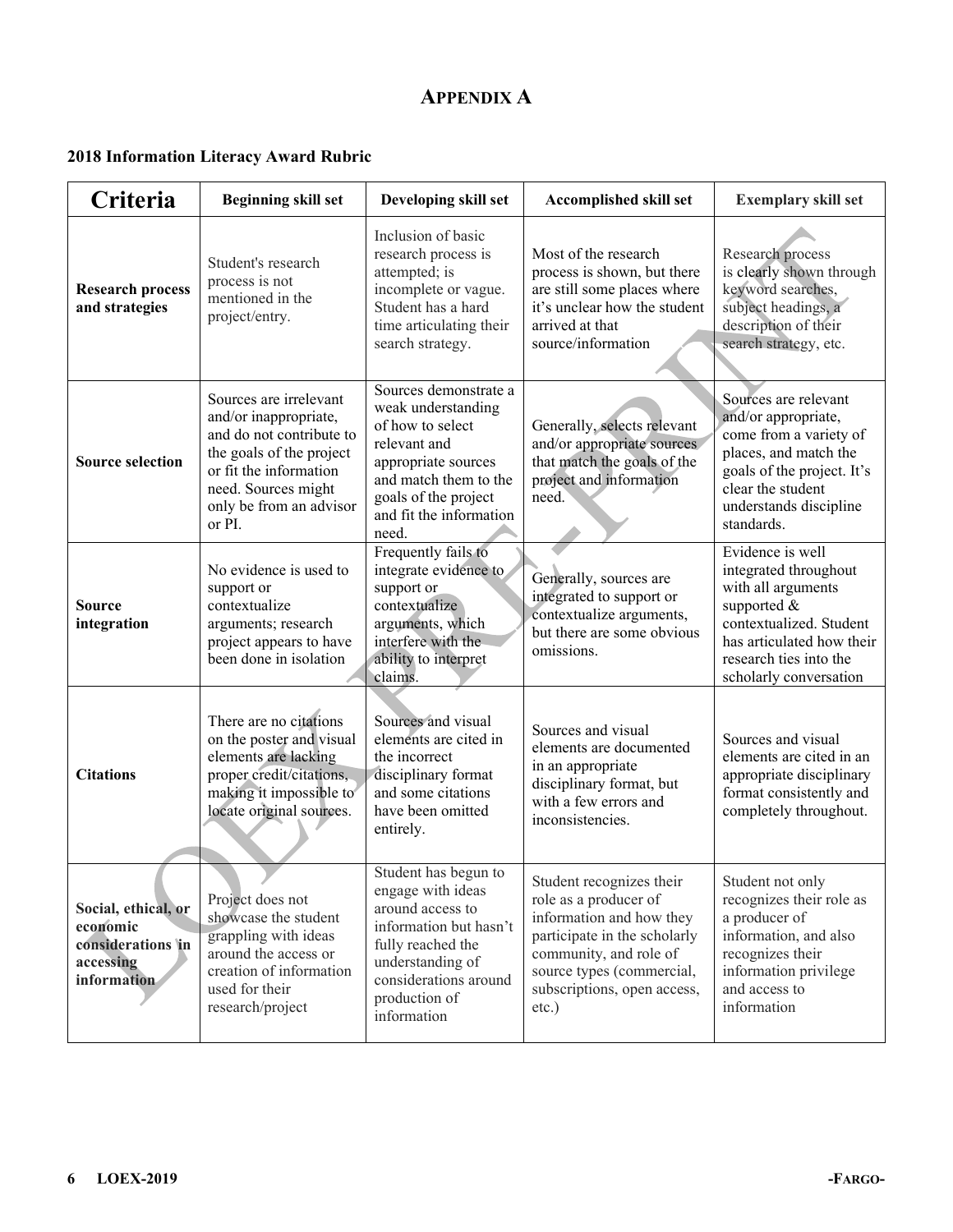## APPENDIX A

### 2018 Information Literacy Award Rubric

| Criteria | Beginning skill set | Developing skill set | Accomplished skill set | Exemplary skill set |
|---|---|---|---|---|
| **Research process and strategies** | Student's research process is not mentioned in the project/entry. | Inclusion of basic research process is attempted; is incomplete or vague. Student has a hard time articulating their search strategy. | Most of the research process is shown, but there are still some places where it's unclear how the student arrived at that source/information | Research process is clearly shown through keyword searches, subject headings, a description of their search strategy, etc. |
| **Source selection** | Sources are irrelevant and/or inappropriate, and do not contribute to the goals of the project or fit the information need. Sources might only be from an advisor or PI. | Sources demonstrate a weak understanding of how to select relevant and appropriate sources and match them to the goals of the project and fit the information need. | Generally, selects relevant and/or appropriate sources that match the goals of the project and information need. | Sources are relevant and/or appropriate, come from a variety of places, and match the goals of the project. It's clear the student understands discipline standards. |
| **Source integration** | No evidence is used to support or contextualize arguments; research project appears to have been done in isolation | Frequently fails to integrate evidence to support or contextualize arguments, which interfere with the ability to interpret claims. | Generally, sources are integrated to support or contextualize arguments, but there are some obvious omissions. | Evidence is well integrated throughout with all arguments supported & contextualized. Student has articulated how their research ties into the scholarly conversation |
| **Citations** | There are no citations on the poster and visual elements are lacking proper credit/citations, making it impossible to locate original sources. | Sources and visual elements are cited in the incorrect disciplinary format and some citations have been omitted entirely. | Sources and visual elements are documented in an appropriate disciplinary format, but with a few errors and inconsistencies. | Sources and visual elements are cited in an appropriate disciplinary format consistently and completely throughout. |
| **Social, ethical, or economic considerations in accessing information** | Project does not showcase the student grappling with ideas around the access or creation of information used for their research/project | Student has begun to engage with ideas around access to information but hasn't fully reached the understanding of considerations around production of information | Student recognizes their role as a producer of information and how they participate in the scholarly community, and role of source types (commercial, subscriptions, open access, etc.) | Student not only recognizes their role as a producer of information, and also recognizes their information privilege and access to information |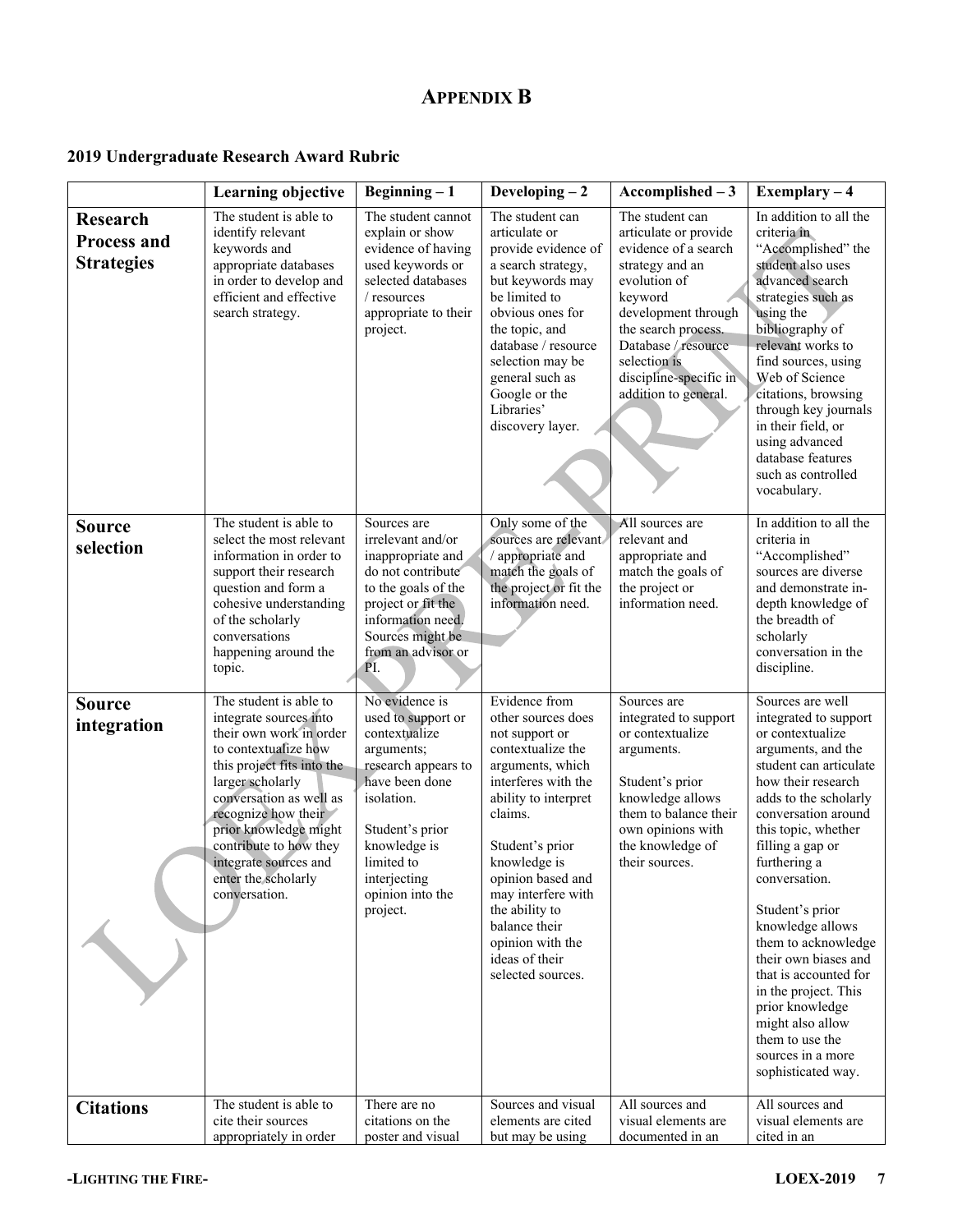## Appendix B

### 2019 Undergraduate Research Award Rubric

| | Learning objective | Beginning – 1 | Developing – 2 | Accomplished – 3 | Exemplary – 4 |
|---|---|---|---|---|---|
| **Research Process and Strategies** | The student is able to identify relevant keywords and appropriate databases in order to develop and efficient and effective search strategy. | The student cannot explain or show evidence of having used keywords or selected databases / resources appropriate to their project. | The student can articulate or provide evidence of a search strategy, but keywords may be limited to obvious ones for the topic, and database / resource selection may be general such as Google or the Libraries' discovery layer. | The student can articulate or provide evidence of a search strategy and an evolution of keyword development through the search process. Database / resource selection is discipline-specific in addition to general. | In addition to all the criteria in "Accomplished" the student also uses advanced search strategies such as using the bibliography of relevant works to find sources, using Web of Science citations, browsing through key journals in their field, or using advanced database features such as controlled vocabulary. |
| **Source selection** | The student is able to select the most relevant information in order to support their research question and form a cohesive understanding of the scholarly conversations happening around the topic. | Sources are irrelevant and/or inappropriate and do not contribute to the goals of the project or fit the information need. Sources might be from an advisor or PI. | Only some of the sources are relevant / appropriate and match the goals of the project or fit the information need. | All sources are relevant and appropriate and match the goals of the project or information need. | In addition to all the criteria in "Accomplished" sources are diverse and demonstrate in-depth knowledge of the breadth of scholarly conversation in the discipline. |
| **Source integration** | The student is able to integrate sources into their own work in order to contextualize how this project fits into the larger scholarly conversation as well as recognize how their prior knowledge might contribute to how they integrate sources and enter the scholarly conversation. | No evidence is used to support or contextualize arguments; research appears to have been done isolation.<br><br>Student's prior knowledge is limited to interjecting opinion into the project. | Evidence from other sources does not support or contextualize the arguments, which interferes with the ability to interpret claims.<br><br>Student's prior knowledge is opinion based and may interfere with the ability to balance their opinion with the ideas of their selected sources. | Sources are integrated to support or contextualize arguments.<br><br>Student's prior knowledge allows them to balance their own opinions with the knowledge of their sources. | Sources are well integrated to support or contextualize arguments, and the student can articulate how their research adds to the scholarly conversation around this topic, whether filling a gap or furthering a conversation.<br><br>Student's prior knowledge allows them to acknowledge their own biases and that is accounted for in the project. This prior knowledge might also allow them to use the sources in a more sophisticated way. |
| **Citations** | The student is able to cite their sources appropriately in order | There are no citations on the poster and visual | Sources and visual elements are cited but may be using | All sources and visual elements are documented in an | All sources and visual elements are cited in an |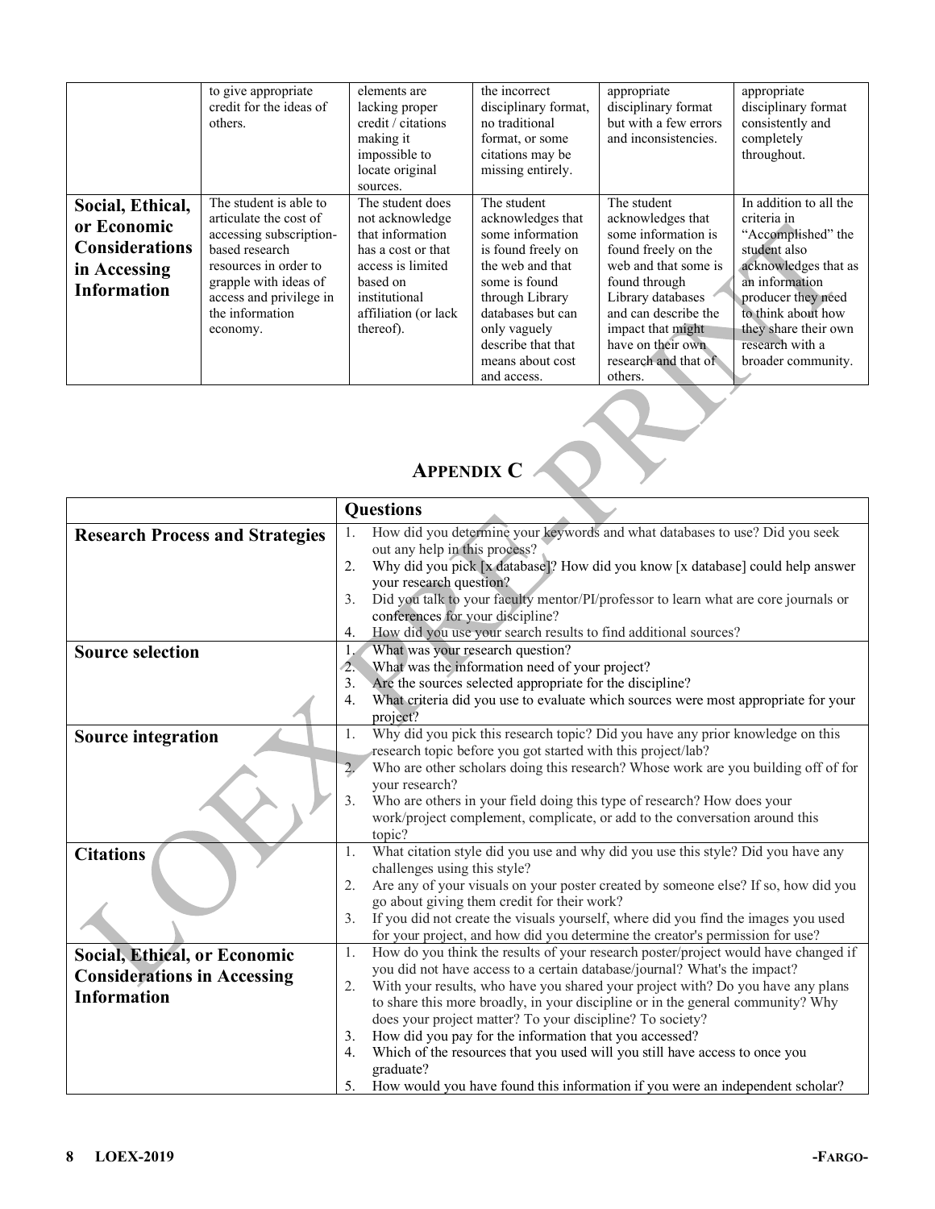|  | to give appropriate credit for the ideas of others. | elements are lacking proper credit / citations making it impossible to locate original sources. | the incorrect disciplinary format, no traditional format, or some citations may be missing entirely. | appropriate disciplinary format but with a few errors and inconsistencies. | appropriate disciplinary format consistently and completely throughout. |
|---|---|---|---|---|---|
| **Social, Ethical, or Economic Considerations in Accessing Information** | The student is able to articulate the cost of accessing subscription-based research resources in order to grapple with ideas of access and privilege in the information economy. | The student does not acknowledge that information has a cost or that access is limited based on institutional affiliation (or lack thereof). | The student acknowledges that some information is found freely on the web and that some is found through Library databases but can only vaguely describe that that means about cost and access. | The student acknowledges that some information is found freely on the web and that some is found through Library databases and can describe the impact that might have on their own research and that of others. | In addition to all the criteria in "Accomplished" the student also acknowledges that as an information producer they need to think about how they share their own research with a broader community. |

## APPENDIX C

|  | Questions |
|---|---|
| **Research Process and Strategies** | 1. How did you determine your keywords and what databases to use? Did you seek out any help in this process?<br>2. Why did you pick [x database]? How did you know [x database] could help answer your research question?<br>3. Did you talk to your faculty mentor/PI/professor to learn what are core journals or conferences for your discipline?<br>4. How did you use your search results to find additional sources? |
| **Source selection** | 1. What was your research question?<br>2. What was the information need of your project?<br>3. Are the sources selected appropriate for the discipline?<br>4. What criteria did you use to evaluate which sources were most appropriate for your project? |
| **Source integration** | 1. Why did you pick this research topic? Did you have any prior knowledge on this research topic before you got started with this project/lab?<br>2. Who are other scholars doing this research? Whose work are you building off of for your research?<br>3. Who are others in your field doing this type of research? How does your work/project complement, complicate, or add to the conversation around this topic? |
| **Citations** | 1. What citation style did you use and why did you use this style? Did you have any challenges using this style?<br>2. Are any of your visuals on your poster created by someone else? If so, how did you go about giving them credit for their work?<br>3. If you did not create the visuals yourself, where did you find the images you used for your project, and how did you determine the creator's permission for use? |
| **Social, Ethical, or Economic Considerations in Accessing Information** | 1. How do you think the results of your research poster/project would have changed if you did not have access to a certain database/journal? What's the impact?<br>2. With your results, who have you shared your project with? Do you have any plans to share this more broadly, in your discipline or in the general community? Why does your project matter? To your discipline? To society?<br>3. How did you pay for the information that you accessed?<br>4. Which of the resources that you used will you still have access to once you graduate?<br>5. How would you have found this information if you were an independent scholar? |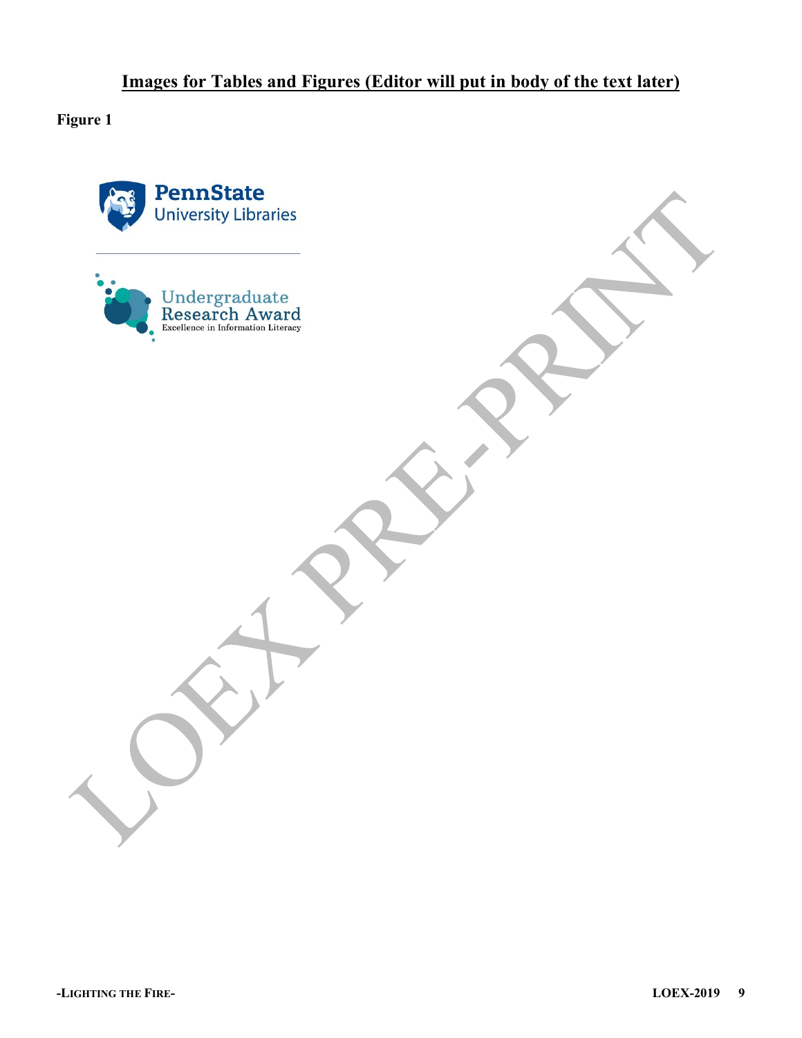**Images for Tables and Figures (Editor will put in body of the text later)**

**Figure 1**

PennState
University Libraries

Undergraduate
Research Award
Excellence in Information Literacy